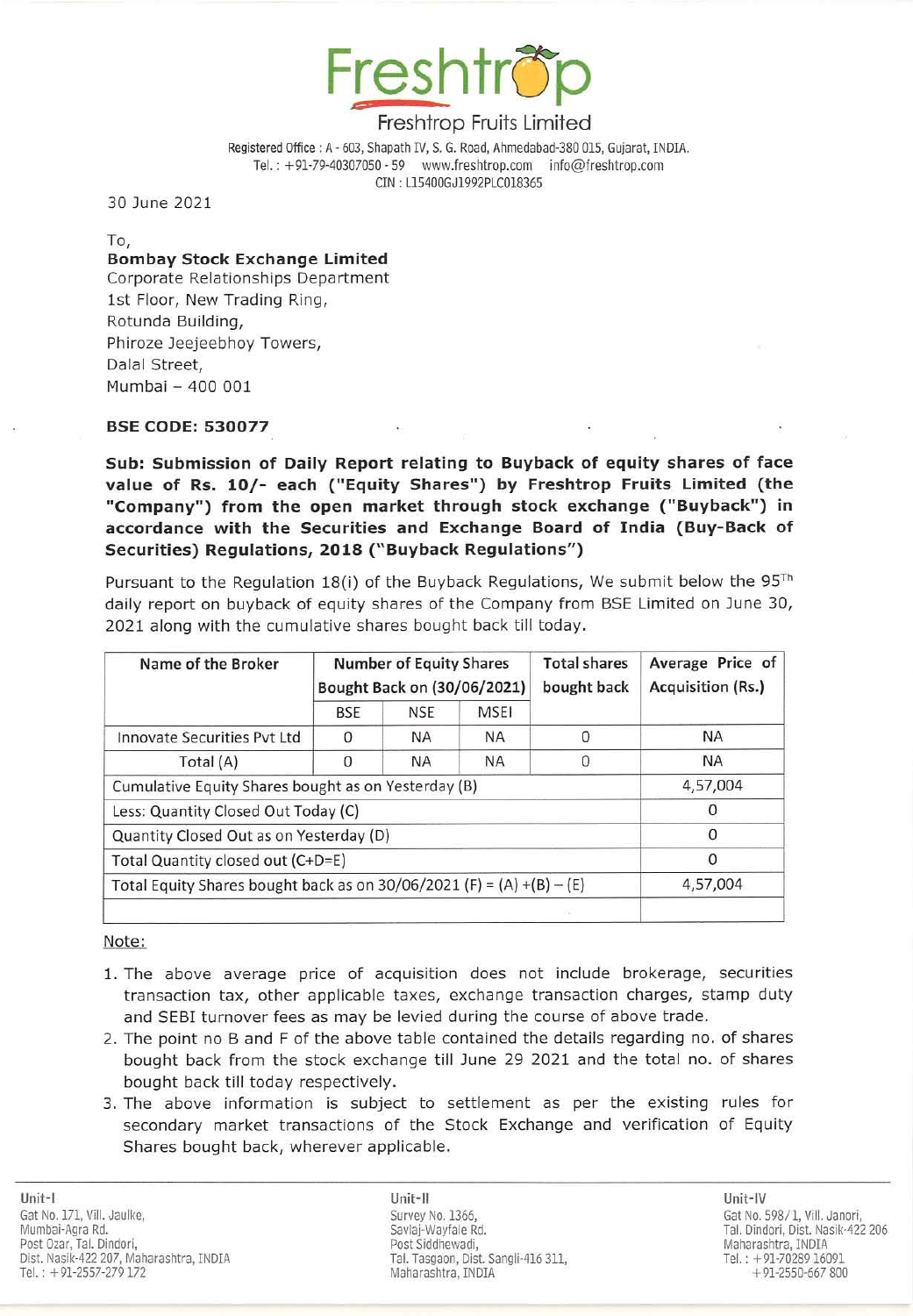# Freshtrop

Freshtrop Fruits Limited

Registered Office : A - 603, Shapath IV, S. G. Road, Ahmedabad-380 015, Gujarat, INDIA.
Tel. : +91-79-40307050 - 59 www.freshtrop.com info@freshtrop.com
CIN : L15400GJ1992PLC018365

30 June 2021

To,
**Bombay Stock Exchange Limited**
Corporate Relationships Department
1st Floor, New Trading Ring,
Rotunda Building,
Phiroze Jeejeebhoy Towers,
Dalal Street,
Mumbai – 400 001

**BSE CODE: 530077**

**Sub: Submission of Daily Report relating to Buyback of equity shares of face value of Rs. 10/- each ("Equity Shares") by Freshtrop Fruits Limited (the "Company") from the open market through stock exchange ("Buyback") in accordance with the Securities and Exchange Board of India (Buy-Back of Securities) Regulations, 2018 ("Buyback Regulations")**

Pursuant to the Regulation 18(i) of the Buyback Regulations, We submit below the 95[Th] daily report on buyback of equity shares of the Company from BSE Limited on June 30, 2021 along with the cumulative shares bought back till today.

| Name of the Broker | Number of Equity Shares Bought Back on (30/06/2021) | | | Total shares bought back | Average Price of Acquisition (Rs.) |
|---|---|---|---|---|---|
| | BSE | NSE | MSEI | | |
| Innovate Securities Pvt Ltd | 0 | NA | NA | 0 | NA |
| Total (A) | 0 | NA | NA | 0 | NA |
| Cumulative Equity Shares bought as on Yesterday (B) | | | | | 4,57,004 |
| Less: Quantity Closed Out Today (C) | | | | | 0 |
| Quantity Closed Out as on Yesterday (D) | | | | | 0 |
| Total Quantity closed out (C+D=E) | | | | | 0 |
| Total Equity Shares bought back as on 30/06/2021 (F) = (A) +(B) – (E) | | | | | 4,57,004 |
| | | | | | |

Note:

1. The above average price of acquisition does not include brokerage, securities transaction tax, other applicable taxes, exchange transaction charges, stamp duty and SEBI turnover fees as may be levied during the course of above trade.
2. The point no B and F of the above table contained the details regarding no. of shares bought back from the stock exchange till June 29 2021 and the total no. of shares bought back till today respectively.
3. The above information is subject to settlement as per the existing rules for secondary market transactions of the Stock Exchange and verification of Equity Shares bought back, wherever applicable.

Unit-I
Gat No. 171, Vill. Jaulke,
Mumbai-Agra Rd.
Post Ozar, Tal. Dindori,
Dist. Nasik-422 207, Maharashtra, INDIA
Tel. : +91-2557-279 172

Unit-II
Survey No. 1366,
Savlaj-Wayfale Rd.
Post Siddhewadi,
Tal. Tasgaon, Dist. Sangli-416 311,
Maharashtra, INDIA

Unit-IV
Gat No. 598/1, Vill. Janori,
Tal. Dindori, Dist. Nasik-422 206
Maharashtra, INDIA
Tel. : +91-70289 16091
+91-2550-667 800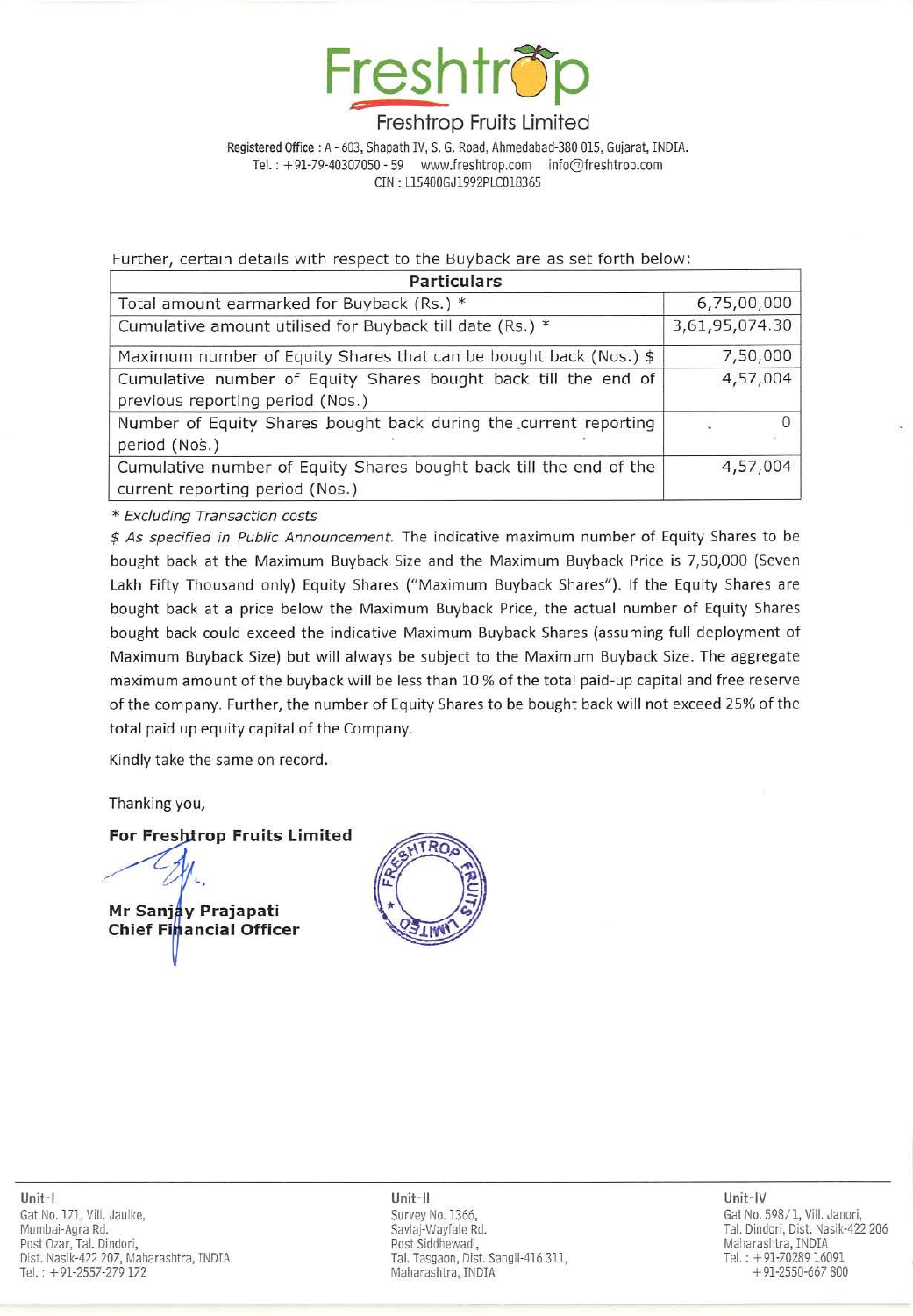# Freshtrop

Freshtrop Fruits Limited

Registered Office : A - 603, Shapath IV, S. G. Road, Ahmedabad-380 015, Gujarat, INDIA.
Tel. : +91-79-40307050 - 59 www.freshtrop.com info@freshtrop.com
CIN : L15400GJ1992PLC018365

Further, certain details with respect to the Buyback are as set forth below:

| Particulars | |
|---|---|
| Total amount earmarked for Buyback (Rs.) * | 6,75,00,000 |
| Cumulative amount utilised for Buyback till date (Rs.) * | 3,61,95,074.30 |
| Maximum number of Equity Shares that can be bought back (Nos.) $ | 7,50,000 |
| Cumulative number of Equity Shares bought back till the end of previous reporting period (Nos.) | 4,57,004 |
| Number of Equity Shares bought back during the current reporting period (Nos.) | 0 |
| Cumulative number of Equity Shares bought back till the end of the current reporting period (Nos.) | 4,57,004 |

*\* Excluding Transaction costs*

*$ As specified in Public Announcement.* The indicative maximum number of Equity Shares to be bought back at the Maximum Buyback Size and the Maximum Buyback Price is 7,50,000 (Seven Lakh Fifty Thousand only) Equity Shares ("Maximum Buyback Shares"). If the Equity Shares are bought back at a price below the Maximum Buyback Price, the actual number of Equity Shares bought back could exceed the indicative Maximum Buyback Shares (assuming full deployment of Maximum Buyback Size) but will always be subject to the Maximum Buyback Size. The aggregate maximum amount of the buyback will be less than 10 % of the total paid-up capital and free reserve of the company. Further, the number of Equity Shares to be bought back will not exceed 25% of the total paid up equity capital of the Company.

Kindly take the same on record.

Thanking you,

**For Freshtrop Fruits Limited**

**Mr Sanjay Prajapati**
**Chief Financial Officer**

Unit-I
Gat No. 171, Vill. Jaulke,
Mumbai-Agra Rd.
Post Ozar, Tal. Dindori,
Dist. Nasik-422 207, Maharashtra, INDIA
Tel. : +91-2557-279 172

Unit-II
Survey No. 1366,
Savlaj-Wayfale Rd.
Post Siddhewadi,
Tal. Tasgaon, Dist. Sangli-416 311,
Maharashtra, INDIA

Unit-IV
Gat No. 598/1, Vill. Janori,
Tal. Dindori, Dist. Nasik-422 206
Maharashtra, INDIA
Tel. : +91-70289 16091
+91-2550-667 800